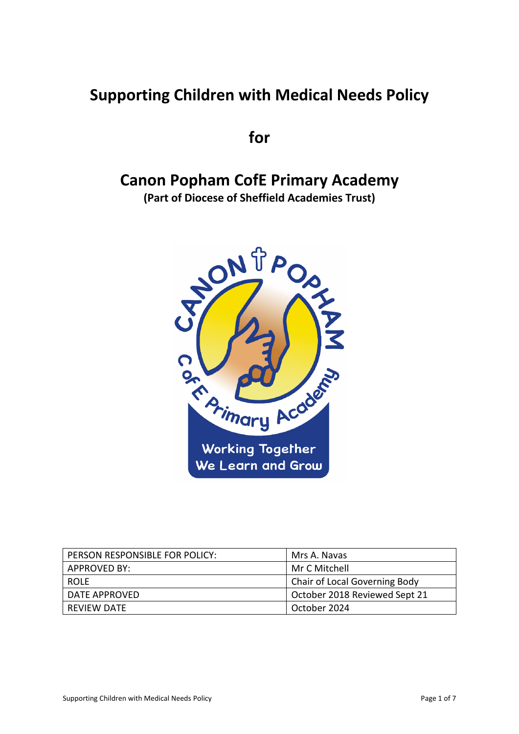# Supporting Children with Medical Needs Policy

## for

# Canon Popham CofE Primary Academy

**(Part of Diocese of Sheffield Academies Trust)**

| PERSON RESPONSIBLE FOR POLICY: | Mrs A. Navas |
|---|---|
| APPROVED BY: | Mr C Mitchell |
| ROLE | Chair of Local Governing Body |
| DATE APPROVED | October 2018 Reviewed Sept 21 |
| REVIEW DATE | October 2024 |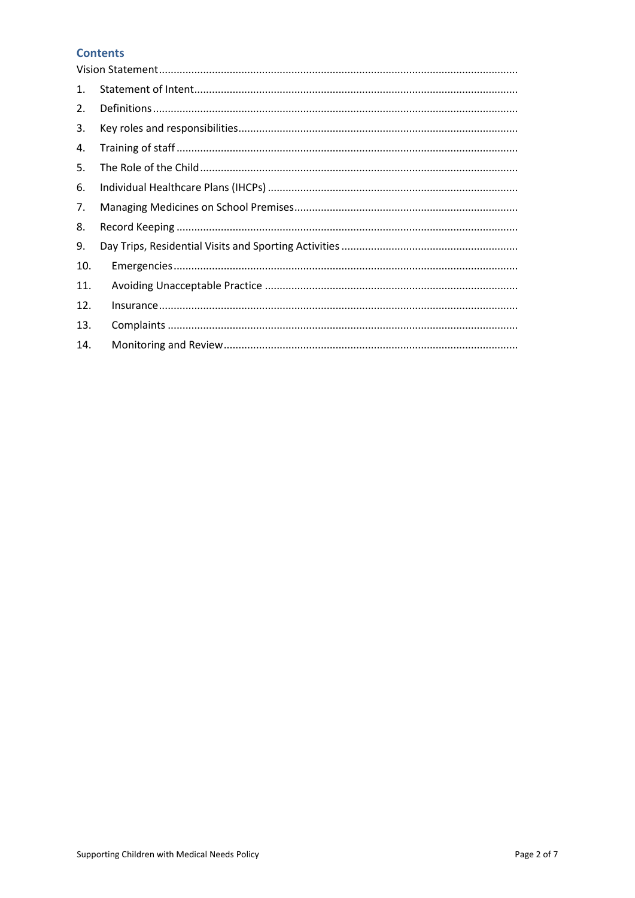## Contents

Vision Statement

1. Statement of Intent
2. Definitions
3. Key roles and responsibilities
4. Training of staff
5. The Role of the Child
6. Individual Healthcare Plans (IHCPs)
7. Managing Medicines on School Premises
8. Record Keeping
9. Day Trips, Residential Visits and Sporting Activities
10. Emergencies
11. Avoiding Unacceptable Practice
12. Insurance
13. Complaints
14. Monitoring and Review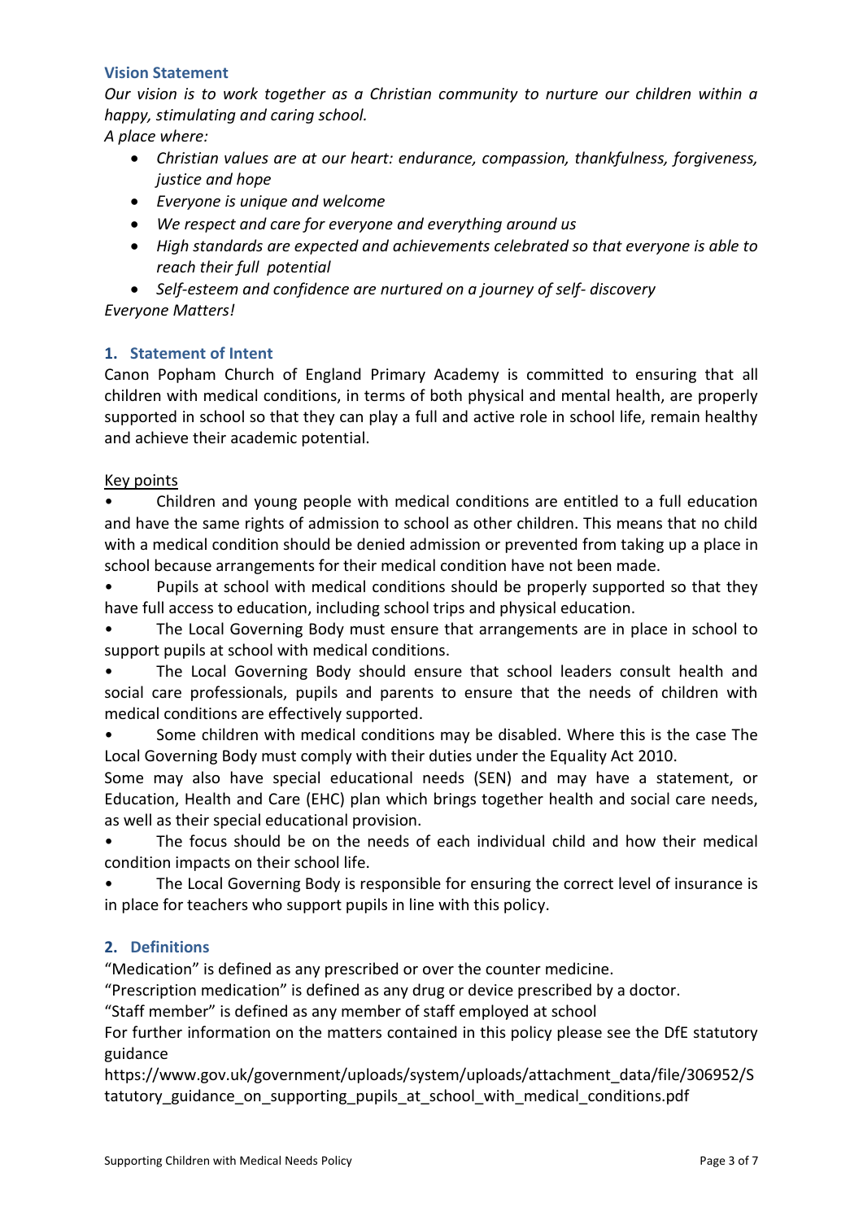## Vision Statement

*Our vision is to work together as a Christian community to nurture our children within a happy, stimulating and caring school.*

*A place where:*

- *Christian values are at our heart: endurance, compassion, thankfulness, forgiveness, justice and hope*
- *Everyone is unique and welcome*
- *We respect and care for everyone and everything around us*
- *High standards are expected and achievements celebrated so that everyone is able to reach their full potential*
- *Self-esteem and confidence are nurtured on a journey of self- discovery*

*Everyone Matters!*

## 1. Statement of Intent

Canon Popham Church of England Primary Academy is committed to ensuring that all children with medical conditions, in terms of both physical and mental health, are properly supported in school so that they can play a full and active role in school life, remain healthy and achieve their academic potential.

Key points

- Children and young people with medical conditions are entitled to a full education and have the same rights of admission to school as other children. This means that no child with a medical condition should be denied admission or prevented from taking up a place in school because arrangements for their medical condition have not been made.
- Pupils at school with medical conditions should be properly supported so that they have full access to education, including school trips and physical education.
- The Local Governing Body must ensure that arrangements are in place in school to support pupils at school with medical conditions.
- The Local Governing Body should ensure that school leaders consult health and social care professionals, pupils and parents to ensure that the needs of children with medical conditions are effectively supported.
- Some children with medical conditions may be disabled. Where this is the case The Local Governing Body must comply with their duties under the Equality Act 2010.

Some may also have special educational needs (SEN) and may have a statement, or Education, Health and Care (EHC) plan which brings together health and social care needs, as well as their special educational provision.

- The focus should be on the needs of each individual child and how their medical condition impacts on their school life.
- The Local Governing Body is responsible for ensuring the correct level of insurance is in place for teachers who support pupils in line with this policy.

## 2. Definitions

"Medication" is defined as any prescribed or over the counter medicine.

"Prescription medication" is defined as any drug or device prescribed by a doctor.

"Staff member" is defined as any member of staff employed at school

For further information on the matters contained in this policy please see the DfE statutory guidance
https://www.gov.uk/government/uploads/system/uploads/attachment_data/file/306952/Statutory_guidance_on_supporting_pupils_at_school_with_medical_conditions.pdf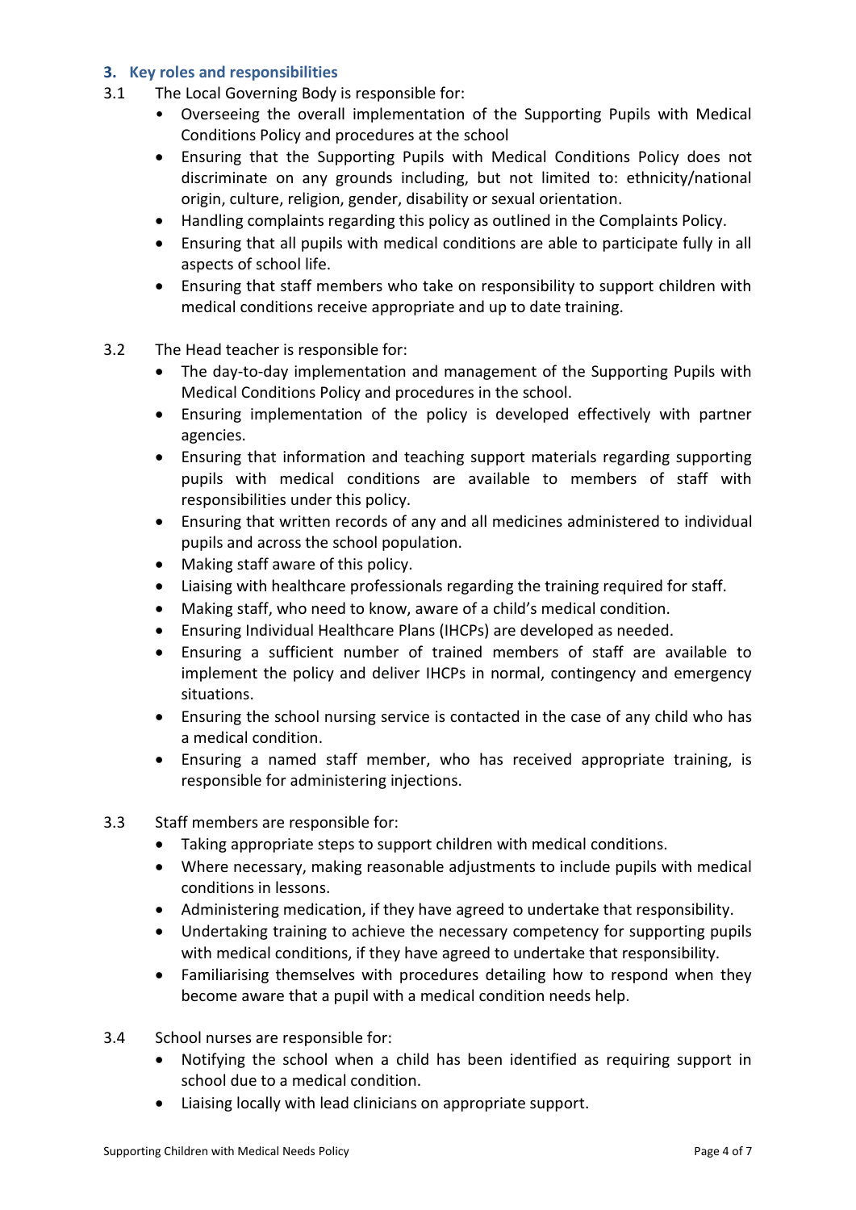### 3. Key roles and responsibilities

3.1 The Local Governing Body is responsible for:

- Overseeing the overall implementation of the Supporting Pupils with Medical Conditions Policy and procedures at the school
- Ensuring that the Supporting Pupils with Medical Conditions Policy does not discriminate on any grounds including, but not limited to: ethnicity/national origin, culture, religion, gender, disability or sexual orientation.
- Handling complaints regarding this policy as outlined in the Complaints Policy.
- Ensuring that all pupils with medical conditions are able to participate fully in all aspects of school life.
- Ensuring that staff members who take on responsibility to support children with medical conditions receive appropriate and up to date training.

3.2 The Head teacher is responsible for:

- The day-to-day implementation and management of the Supporting Pupils with Medical Conditions Policy and procedures in the school.
- Ensuring implementation of the policy is developed effectively with partner agencies.
- Ensuring that information and teaching support materials regarding supporting pupils with medical conditions are available to members of staff with responsibilities under this policy.
- Ensuring that written records of any and all medicines administered to individual pupils and across the school population.
- Making staff aware of this policy.
- Liaising with healthcare professionals regarding the training required for staff.
- Making staff, who need to know, aware of a child's medical condition.
- Ensuring Individual Healthcare Plans (IHCPs) are developed as needed.
- Ensuring a sufficient number of trained members of staff are available to implement the policy and deliver IHCPs in normal, contingency and emergency situations.
- Ensuring the school nursing service is contacted in the case of any child who has a medical condition.
- Ensuring a named staff member, who has received appropriate training, is responsible for administering injections.

3.3 Staff members are responsible for:

- Taking appropriate steps to support children with medical conditions.
- Where necessary, making reasonable adjustments to include pupils with medical conditions in lessons.
- Administering medication, if they have agreed to undertake that responsibility.
- Undertaking training to achieve the necessary competency for supporting pupils with medical conditions, if they have agreed to undertake that responsibility.
- Familiarising themselves with procedures detailing how to respond when they become aware that a pupil with a medical condition needs help.

3.4 School nurses are responsible for:

- Notifying the school when a child has been identified as requiring support in school due to a medical condition.
- Liaising locally with lead clinicians on appropriate support.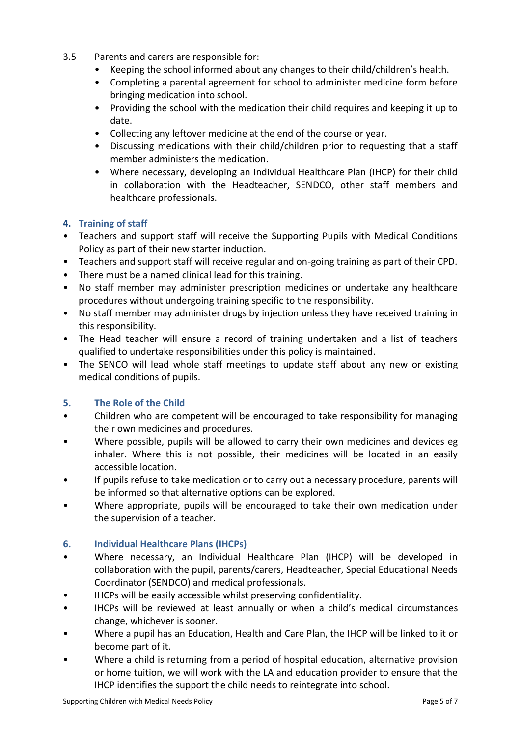3.5 Parents and carers are responsible for:

- Keeping the school informed about any changes to their child/children's health.
- Completing a parental agreement for school to administer medicine form before bringing medication into school.
- Providing the school with the medication their child requires and keeping it up to date.
- Collecting any leftover medicine at the end of the course or year.
- Discussing medications with their child/children prior to requesting that a staff member administers the medication.
- Where necessary, developing an Individual Healthcare Plan (IHCP) for their child in collaboration with the Headteacher, SENDCO, other staff members and healthcare professionals.

## 4. Training of staff

- Teachers and support staff will receive the Supporting Pupils with Medical Conditions Policy as part of their new starter induction.
- Teachers and support staff will receive regular and on-going training as part of their CPD.
- There must be a named clinical lead for this training.
- No staff member may administer prescription medicines or undertake any healthcare procedures without undergoing training specific to the responsibility.
- No staff member may administer drugs by injection unless they have received training in this responsibility.
- The Head teacher will ensure a record of training undertaken and a list of teachers qualified to undertake responsibilities under this policy is maintained.
- The SENCO will lead whole staff meetings to update staff about any new or existing medical conditions of pupils.

## 5. The Role of the Child

- Children who are competent will be encouraged to take responsibility for managing their own medicines and procedures.
- Where possible, pupils will be allowed to carry their own medicines and devices eg inhaler. Where this is not possible, their medicines will be located in an easily accessible location.
- If pupils refuse to take medication or to carry out a necessary procedure, parents will be informed so that alternative options can be explored.
- Where appropriate, pupils will be encouraged to take their own medication under the supervision of a teacher.

## 6. Individual Healthcare Plans (IHCPs)

- Where necessary, an Individual Healthcare Plan (IHCP) will be developed in collaboration with the pupil, parents/carers, Headteacher, Special Educational Needs Coordinator (SENDCO) and medical professionals.
- IHCPs will be easily accessible whilst preserving confidentiality.
- IHCPs will be reviewed at least annually or when a child's medical circumstances change, whichever is sooner.
- Where a pupil has an Education, Health and Care Plan, the IHCP will be linked to it or become part of it.
- Where a child is returning from a period of hospital education, alternative provision or home tuition, we will work with the LA and education provider to ensure that the IHCP identifies the support the child needs to reintegrate into school.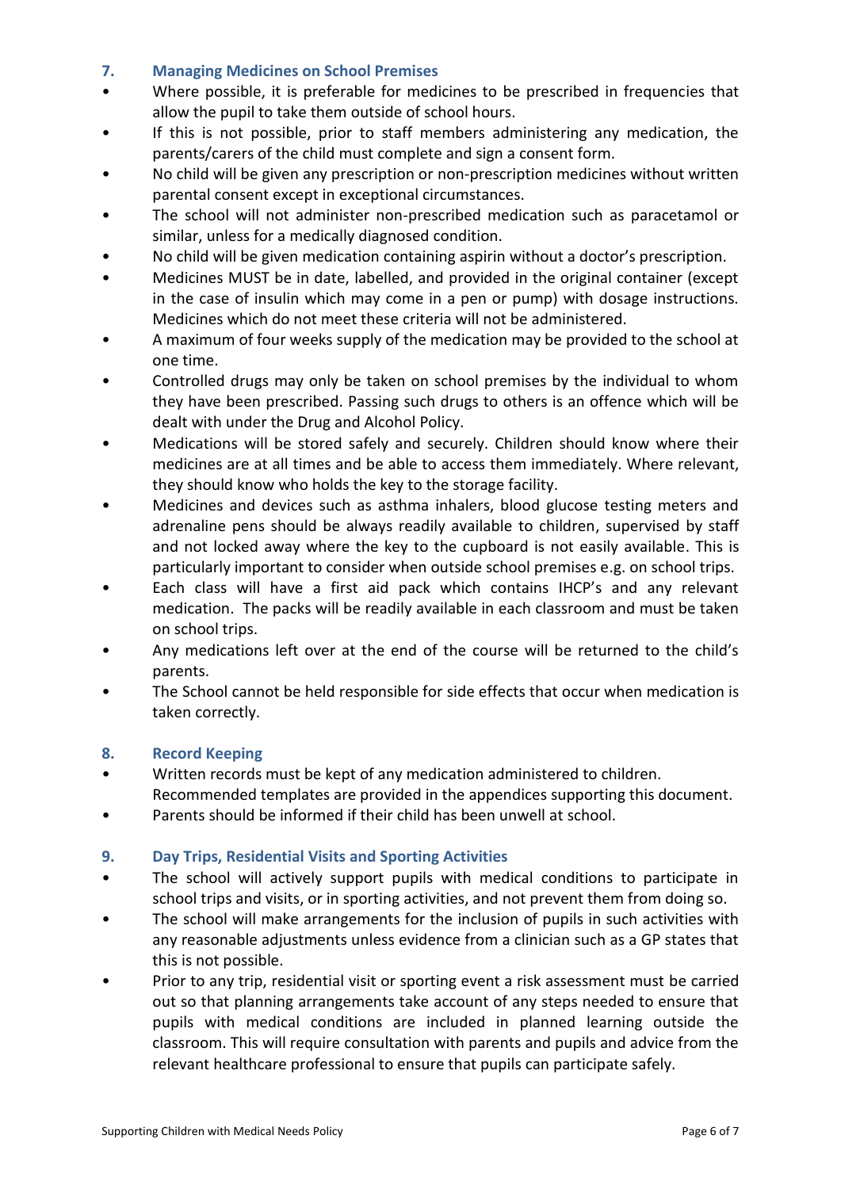## 7. Managing Medicines on School Premises

- Where possible, it is preferable for medicines to be prescribed in frequencies that allow the pupil to take them outside of school hours.
- If this is not possible, prior to staff members administering any medication, the parents/carers of the child must complete and sign a consent form.
- No child will be given any prescription or non-prescription medicines without written parental consent except in exceptional circumstances.
- The school will not administer non-prescribed medication such as paracetamol or similar, unless for a medically diagnosed condition.
- No child will be given medication containing aspirin without a doctor's prescription.
- Medicines MUST be in date, labelled, and provided in the original container (except in the case of insulin which may come in a pen or pump) with dosage instructions. Medicines which do not meet these criteria will not be administered.
- A maximum of four weeks supply of the medication may be provided to the school at one time.
- Controlled drugs may only be taken on school premises by the individual to whom they have been prescribed. Passing such drugs to others is an offence which will be dealt with under the Drug and Alcohol Policy.
- Medications will be stored safely and securely. Children should know where their medicines are at all times and be able to access them immediately. Where relevant, they should know who holds the key to the storage facility.
- Medicines and devices such as asthma inhalers, blood glucose testing meters and adrenaline pens should be always readily available to children, supervised by staff and not locked away where the key to the cupboard is not easily available. This is particularly important to consider when outside school premises e.g. on school trips.
- Each class will have a first aid pack which contains IHCP's and any relevant medication. The packs will be readily available in each classroom and must be taken on school trips.
- Any medications left over at the end of the course will be returned to the child's parents.
- The School cannot be held responsible for side effects that occur when medication is taken correctly.

## 8. Record Keeping

- Written records must be kept of any medication administered to children. Recommended templates are provided in the appendices supporting this document.
- Parents should be informed if their child has been unwell at school.

## 9. Day Trips, Residential Visits and Sporting Activities

- The school will actively support pupils with medical conditions to participate in school trips and visits, or in sporting activities, and not prevent them from doing so.
- The school will make arrangements for the inclusion of pupils in such activities with any reasonable adjustments unless evidence from a clinician such as a GP states that this is not possible.
- Prior to any trip, residential visit or sporting event a risk assessment must be carried out so that planning arrangements take account of any steps needed to ensure that pupils with medical conditions are included in planned learning outside the classroom. This will require consultation with parents and pupils and advice from the relevant healthcare professional to ensure that pupils can participate safely.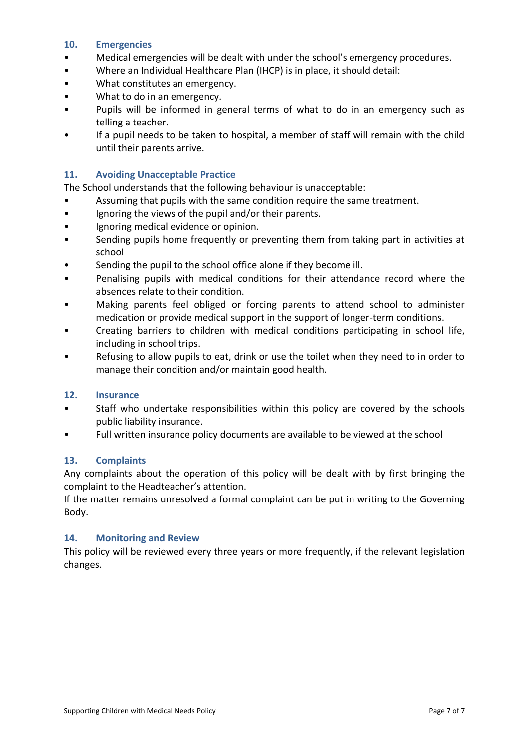## 10. Emergencies

- Medical emergencies will be dealt with under the school's emergency procedures.
- Where an Individual Healthcare Plan (IHCP) is in place, it should detail:
- What constitutes an emergency.
- What to do in an emergency.
- Pupils will be informed in general terms of what to do in an emergency such as telling a teacher.
- If a pupil needs to be taken to hospital, a member of staff will remain with the child until their parents arrive.

## 11. Avoiding Unacceptable Practice

The School understands that the following behaviour is unacceptable:

- Assuming that pupils with the same condition require the same treatment.
- Ignoring the views of the pupil and/or their parents.
- Ignoring medical evidence or opinion.
- Sending pupils home frequently or preventing them from taking part in activities at school
- Sending the pupil to the school office alone if they become ill.
- Penalising pupils with medical conditions for their attendance record where the absences relate to their condition.
- Making parents feel obliged or forcing parents to attend school to administer medication or provide medical support in the support of longer-term conditions.
- Creating barriers to children with medical conditions participating in school life, including in school trips.
- Refusing to allow pupils to eat, drink or use the toilet when they need to in order to manage their condition and/or maintain good health.

## 12. Insurance

- Staff who undertake responsibilities within this policy are covered by the schools public liability insurance.
- Full written insurance policy documents are available to be viewed at the school

## 13. Complaints

Any complaints about the operation of this policy will be dealt with by first bringing the complaint to the Headteacher's attention.

If the matter remains unresolved a formal complaint can be put in writing to the Governing Body.

## 14. Monitoring and Review

This policy will be reviewed every three years or more frequently, if the relevant legislation changes.